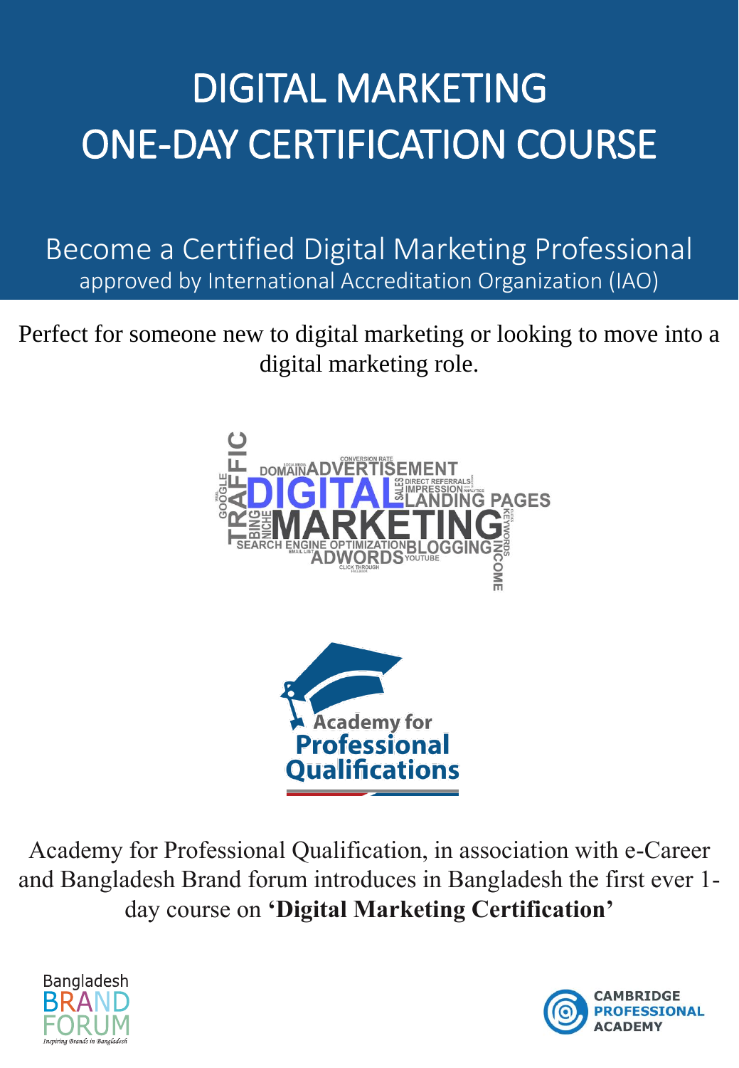# DIGITAL MARKETING ONE-DAY CERTIFICATION COURSE

## Become a Certified Digital Marketing Professional

approved by International Accreditation Organization (IAO)

Perfect for someone new to digital marketing or looking to move into a digital marketing role.

Academy for Professional Qualification, in association with e-Career and Bangladesh Brand forum introduces in Bangladesh the first ever 1-day course on **'Digital Marketing Certification'**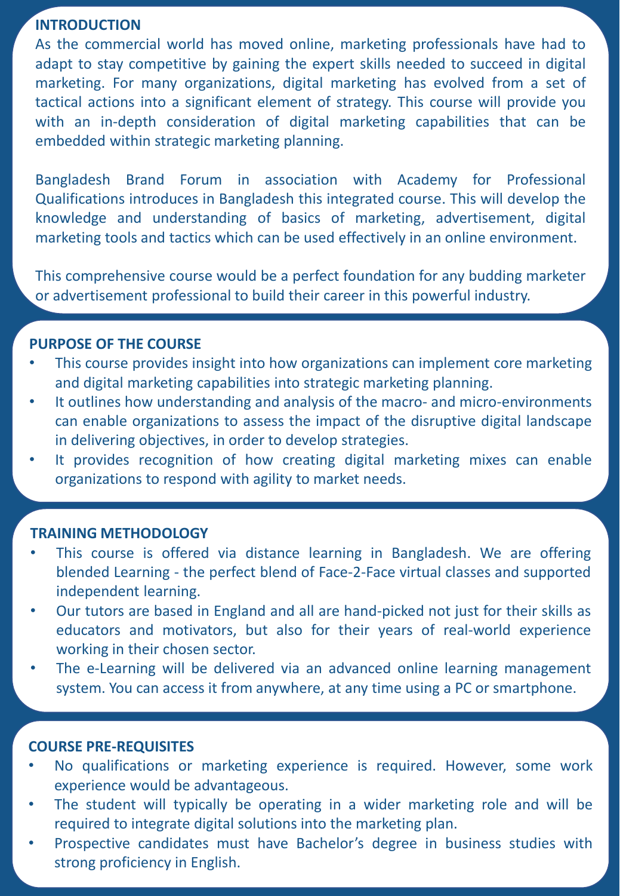## INTRODUCTION

As the commercial world has moved online, marketing professionals have had to adapt to stay competitive by gaining the expert skills needed to succeed in digital marketing. For many organizations, digital marketing has evolved from a set of tactical actions into a significant element of strategy. This course will provide you with an in-depth consideration of digital marketing capabilities that can be embedded within strategic marketing planning.

Bangladesh Brand Forum in association with Academy for Professional Qualifications introduces in Bangladesh this integrated course. This will develop the knowledge and understanding of basics of marketing, advertisement, digital marketing tools and tactics which can be used effectively in an online environment.

This comprehensive course would be a perfect foundation for any budding marketer or advertisement professional to build their career in this powerful industry.

## PURPOSE OF THE COURSE

- This course provides insight into how organizations can implement core marketing and digital marketing capabilities into strategic marketing planning.
- It outlines how understanding and analysis of the macro- and micro-environments can enable organizations to assess the impact of the disruptive digital landscape in delivering objectives, in order to develop strategies.
- It provides recognition of how creating digital marketing mixes can enable organizations to respond with agility to market needs.

## TRAINING METHODOLOGY

- This course is offered via distance learning in Bangladesh. We are offering blended Learning - the perfect blend of Face-2-Face virtual classes and supported independent learning.
- Our tutors are based in England and all are hand-picked not just for their skills as educators and motivators, but also for their years of real-world experience working in their chosen sector.
- The e-Learning will be delivered via an advanced online learning management system. You can access it from anywhere, at any time using a PC or smartphone.

## COURSE PRE-REQUISITES

- No qualifications or marketing experience is required. However, some work experience would be advantageous.
- The student will typically be operating in a wider marketing role and will be required to integrate digital solutions into the marketing plan.
- Prospective candidates must have Bachelor's degree in business studies with strong proficiency in English.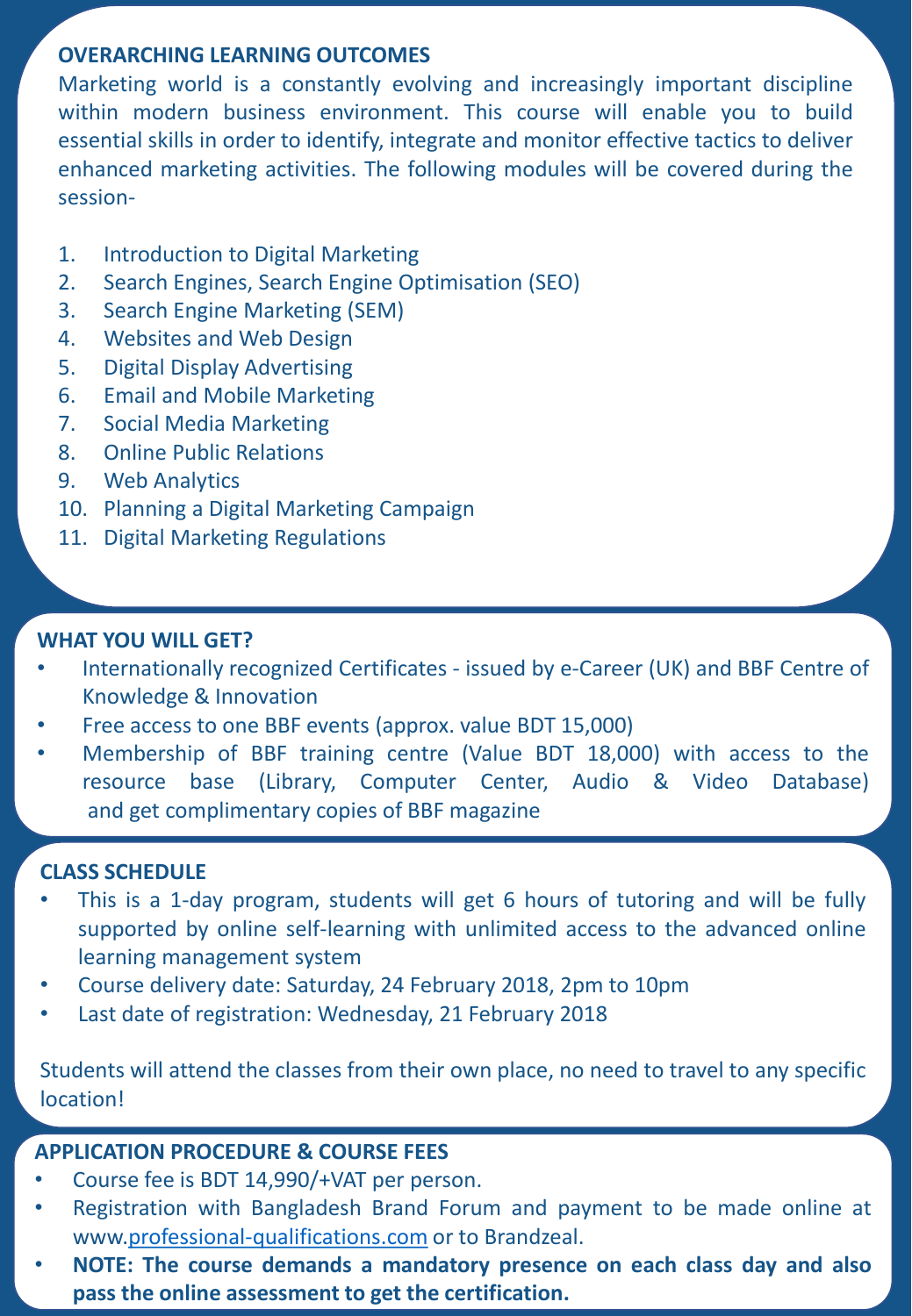## OVERARCHING LEARNING OUTCOMES

Marketing world is a constantly evolving and increasingly important discipline within modern business environment. This course will enable you to build essential skills in order to identify, integrate and monitor effective tactics to deliver enhanced marketing activities. The following modules will be covered during the session-

1. Introduction to Digital Marketing
2. Search Engines, Search Engine Optimisation (SEO)
3. Search Engine Marketing (SEM)
4. Websites and Web Design
5. Digital Display Advertising
6. Email and Mobile Marketing
7. Social Media Marketing
8. Online Public Relations
9. Web Analytics
10. Planning a Digital Marketing Campaign
11. Digital Marketing Regulations

## WHAT YOU WILL GET?

- Internationally recognized Certificates - issued by e-Career (UK) and BBF Centre of Knowledge & Innovation
- Free access to one BBF events (approx. value BDT 15,000)
- Membership of BBF training centre (Value BDT 18,000) with access to the resource base (Library, Computer Center, Audio & Video Database) and get complimentary copies of BBF magazine

## CLASS SCHEDULE

- This is a 1-day program, students will get 6 hours of tutoring and will be fully supported by online self-learning with unlimited access to the advanced online learning management system
- Course delivery date: Saturday, 24 February 2018, 2pm to 10pm
- Last date of registration: Wednesday, 21 February 2018

Students will attend the classes from their own place, no need to travel to any specific location!

## APPLICATION PROCEDURE & COURSE FEES

- Course fee is BDT 14,990/+VAT per person.
- Registration with Bangladesh Brand Forum and payment to be made online at www.professional-qualifications.com or to Brandzeal.
- **NOTE: The course demands a mandatory presence on each class day and also pass the online assessment to get the certification.**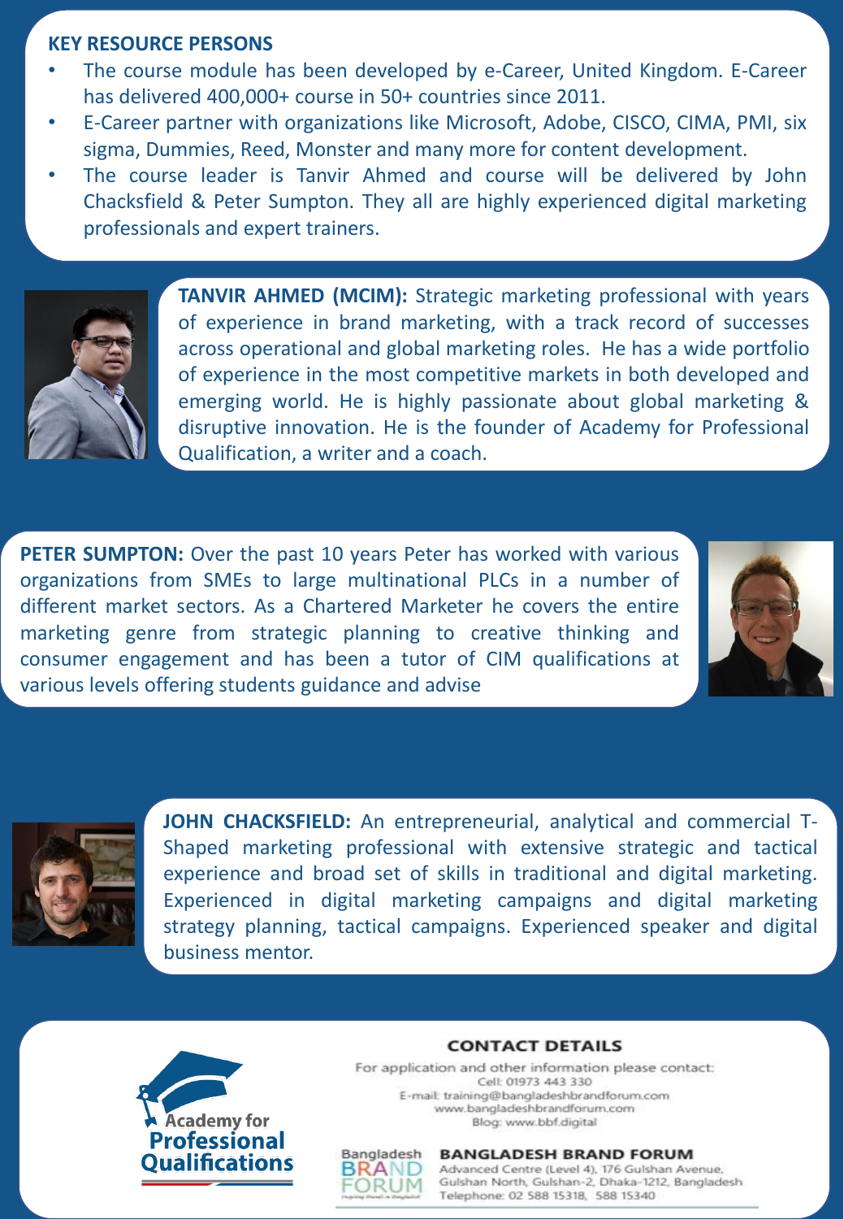## KEY RESOURCE PERSONS

- The course module has been developed by e-Career, United Kingdom. E-Career has delivered 400,000+ course in 50+ countries since 2011.
- E-Career partner with organizations like Microsoft, Adobe, CISCO, CIMA, PMI, six sigma, Dummies, Reed, Monster and many more for content development.
- The course leader is Tanvir Ahmed and course will be delivered by John Chacksfield & Peter Sumpton. They all are highly experienced digital marketing professionals and expert trainers.

**TANVIR AHMED (MCIM):** Strategic marketing professional with years of experience in brand marketing, with a track record of successes across operational and global marketing roles. He has a wide portfolio of experience in the most competitive markets in both developed and emerging world. He is highly passionate about global marketing & disruptive innovation. He is the founder of Academy for Professional Qualification, a writer and a coach.

**PETER SUMPTON:** Over the past 10 years Peter has worked with various organizations from SMEs to large multinational PLCs in a number of different market sectors. As a Chartered Marketer he covers the entire marketing genre from strategic planning to creative thinking and consumer engagement and has been a tutor of CIM qualifications at various levels offering students guidance and advise

**JOHN CHACKSFIELD:** An entrepreneurial, analytical and commercial T-Shaped marketing professional with extensive strategic and tactical experience and broad set of skills in traditional and digital marketing. Experienced in digital marketing campaigns and digital marketing strategy planning, tactical campaigns. Experienced speaker and digital business mentor.

Academy for Professional Qualifications

### CONTACT DETAILS

For application and other information please contact:
Cell: 01973 443 330
E-mail: training@bangladeshbrandforum.com
www.bangladeshbrandforum.com
Blog: www.bbf.digital

Bangladesh BRAND FORUM

**BANGLADESH BRAND FORUM**
Advanced Centre (Level 4), 176 Gulshan Avenue,
Gulshan North, Gulshan-2, Dhaka-1212, Bangladesh
Telephone: 02 588 15318, 588 15340